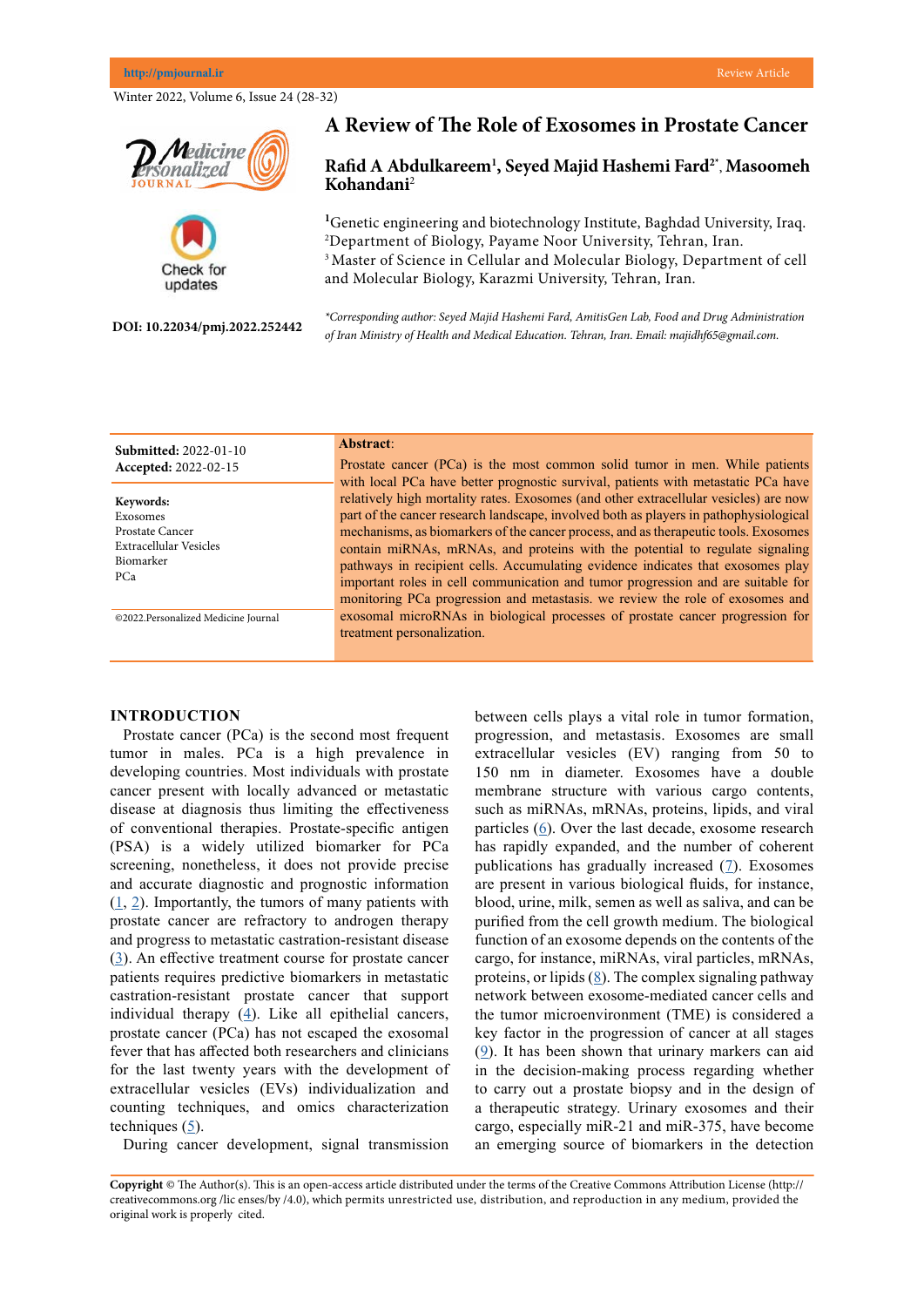# A Review of The Role of Exosomes in Prostate Cancer

**Rafid A Abdulkareem[1], Seyed Majid Hashemi Fard[2*], Masoomeh Kohandani[2]**

[1]Genetic engineering and biotechnology Institute, Baghdad University, Iraq.
[2]Department of Biology, Payame Noor University, Tehran, Iran.
[3] Master of Science in Cellular and Molecular Biology, Department of cell and Molecular Biology, Karazmi University, Tehran, Iran.

*\*Corresponding author: Seyed Majid Hashemi Fard, AmitisGen Lab, Food and Drug Administration of Iran Ministry of Health and Medical Education. Tehran, Iran. Email: majidhf65@gmail.com.*

**DOI: 10.22034/pmj.2022.252442**

**Submitted:** 2022-01-10
**Accepted:** 2022-02-15

**Keywords:**
Exosomes
Prostate Cancer
Extracellular Vesicles
Biomarker
PCa

©2022.Personalized Medicine Journal

**Abstract**:

Prostate cancer (PCa) is the most common solid tumor in men. While patients with local PCa have better prognostic survival, patients with metastatic PCa have relatively high mortality rates. Exosomes (and other extracellular vesicles) are now part of the cancer research landscape, involved both as players in pathophysiological mechanisms, as biomarkers of the cancer process, and as therapeutic tools. Exosomes contain miRNAs, mRNAs, and proteins with the potential to regulate signaling pathways in recipient cells. Accumulating evidence indicates that exosomes play important roles in cell communication and tumor progression and are suitable for monitoring PCa progression and metastasis. we review the role of exosomes and exosomal microRNAs in biological processes of prostate cancer progression for treatment personalization.

## INTRODUCTION

Prostate cancer (PCa) is the second most frequent tumor in males. PCa is a high prevalence in developing countries. Most individuals with prostate cancer present with locally advanced or metastatic disease at diagnosis thus limiting the effectiveness of conventional therapies. Prostate-specific antigen (PSA) is a widely utilized biomarker for PCa screening, nonetheless, it does not provide precise and accurate diagnostic and prognostic information (1, 2). Importantly, the tumors of many patients with prostate cancer are refractory to androgen therapy and progress to metastatic castration-resistant disease (3). An effective treatment course for prostate cancer patients requires predictive biomarkers in metastatic castration-resistant prostate cancer that support individual therapy (4). Like all epithelial cancers, prostate cancer (PCa) has not escaped the exosomal fever that has affected both researchers and clinicians for the last twenty years with the development of extracellular vesicles (EVs) individualization and counting techniques, and omics characterization techniques (5).

During cancer development, signal transmission between cells plays a vital role in tumor formation, progression, and metastasis. Exosomes are small extracellular vesicles (EV) ranging from 50 to 150 nm in diameter. Exosomes have a double membrane structure with various cargo contents, such as miRNAs, mRNAs, proteins, lipids, and viral particles (6). Over the last decade, exosome research has rapidly expanded, and the number of coherent publications has gradually increased (7). Exosomes are present in various biological fluids, for instance, blood, urine, milk, semen as well as saliva, and can be purified from the cell growth medium. The biological function of an exosome depends on the contents of the cargo, for instance, miRNAs, viral particles, mRNAs, proteins, or lipids (8). The complex signaling pathway network between exosome-mediated cancer cells and the tumor microenvironment (TME) is considered a key factor in the progression of cancer at all stages (9). It has been shown that urinary markers can aid in the decision-making process regarding whether to carry out a prostate biopsy and in the design of a therapeutic strategy. Urinary exosomes and their cargo, especially miR-21 and miR-375, have become an emerging source of biomarkers in the detection

**Copyright** © The Author(s). This is an open-access article distributed under the terms of the Creative Commons Attribution License (http://creativecommons.org /lic enses/by /4.0), which permits unrestricted use, distribution, and reproduction in any medium, provided the original work is properly cited.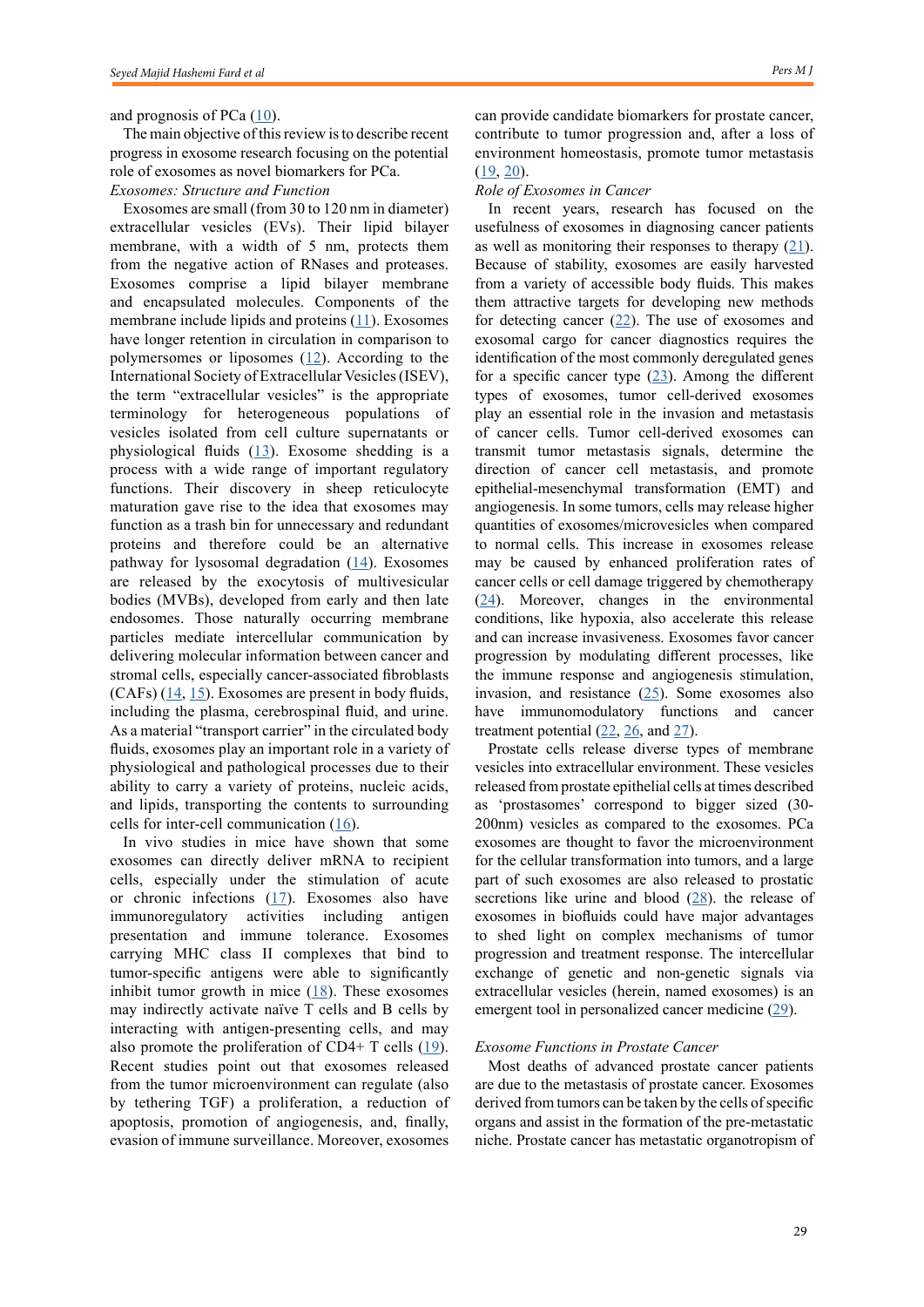and prognosis of PCa (10).

The main objective of this review is to describe recent progress in exosome research focusing on the potential role of exosomes as novel biomarkers for PCa.

*Exosomes: Structure and Function*

Exosomes are small (from 30 to 120 nm in diameter) extracellular vesicles (EVs). Their lipid bilayer membrane, with a width of 5 nm, protects them from the negative action of RNases and proteases. Exosomes comprise a lipid bilayer membrane and encapsulated molecules. Components of the membrane include lipids and proteins (11). Exosomes have longer retention in circulation in comparison to polymersomes or liposomes (12). According to the International Society of Extracellular Vesicles (ISEV), the term "extracellular vesicles" is the appropriate terminology for heterogeneous populations of vesicles isolated from cell culture supernatants or physiological fluids (13). Exosome shedding is a process with a wide range of important regulatory functions. Their discovery in sheep reticulocyte maturation gave rise to the idea that exosomes may function as a trash bin for unnecessary and redundant proteins and therefore could be an alternative pathway for lysosomal degradation (14). Exosomes are released by the exocytosis of multivesicular bodies (MVBs), developed from early and then late endosomes. Those naturally occurring membrane particles mediate intercellular communication by delivering molecular information between cancer and stromal cells, especially cancer-associated fibroblasts (CAFs) (14, 15). Exosomes are present in body fluids, including the plasma, cerebrospinal fluid, and urine. As a material "transport carrier" in the circulated body fluids, exosomes play an important role in a variety of physiological and pathological processes due to their ability to carry a variety of proteins, nucleic acids, and lipids, transporting the contents to surrounding cells for inter-cell communication (16).

In vivo studies in mice have shown that some exosomes can directly deliver mRNA to recipient cells, especially under the stimulation of acute or chronic infections (17). Exosomes also have immunoregulatory activities including antigen presentation and immune tolerance. Exosomes carrying MHC class II complexes that bind to tumor-specific antigens were able to significantly inhibit tumor growth in mice (18). These exosomes may indirectly activate naïve T cells and B cells by interacting with antigen-presenting cells, and may also promote the proliferation of CD4+ T cells (19). Recent studies point out that exosomes released from the tumor microenvironment can regulate (also by tethering TGF) a proliferation, a reduction of apoptosis, promotion of angiogenesis, and, finally, evasion of immune surveillance. Moreover, exosomes can provide candidate biomarkers for prostate cancer, contribute to tumor progression and, after a loss of environment homeostasis, promote tumor metastasis (19, 20).

*Role of Exosomes in Cancer*

In recent years, research has focused on the usefulness of exosomes in diagnosing cancer patients as well as monitoring their responses to therapy (21). Because of stability, exosomes are easily harvested from a variety of accessible body fluids. This makes them attractive targets for developing new methods for detecting cancer (22). The use of exosomes and exosomal cargo for cancer diagnostics requires the identification of the most commonly deregulated genes for a specific cancer type (23). Among the different types of exosomes, tumor cell-derived exosomes play an essential role in the invasion and metastasis of cancer cells. Tumor cell-derived exosomes can transmit tumor metastasis signals, determine the direction of cancer cell metastasis, and promote epithelial-mesenchymal transformation (EMT) and angiogenesis. In some tumors, cells may release higher quantities of exosomes/microvesicles when compared to normal cells. This increase in exosomes release may be caused by enhanced proliferation rates of cancer cells or cell damage triggered by chemotherapy (24). Moreover, changes in the environmental conditions, like hypoxia, also accelerate this release and can increase invasiveness. Exosomes favor cancer progression by modulating different processes, like the immune response and angiogenesis stimulation, invasion, and resistance (25). Some exosomes also have immunomodulatory functions and cancer treatment potential (22, 26, and 27).

Prostate cells release diverse types of membrane vesicles into extracellular environment. These vesicles released from prostate epithelial cells at times described as 'prostasomes' correspond to bigger sized (30-200nm) vesicles as compared to the exosomes. PCa exosomes are thought to favor the microenvironment for the cellular transformation into tumors, and a large part of such exosomes are also released to prostatic secretions like urine and blood (28). the release of exosomes in biofluids could have major advantages to shed light on complex mechanisms of tumor progression and treatment response. The intercellular exchange of genetic and non-genetic signals via extracellular vesicles (herein, named exosomes) is an emergent tool in personalized cancer medicine (29).

*Exosome Functions in Prostate Cancer*

Most deaths of advanced prostate cancer patients are due to the metastasis of prostate cancer. Exosomes derived from tumors can be taken by the cells of specific organs and assist in the formation of the pre-metastatic niche. Prostate cancer has metastatic organotropism of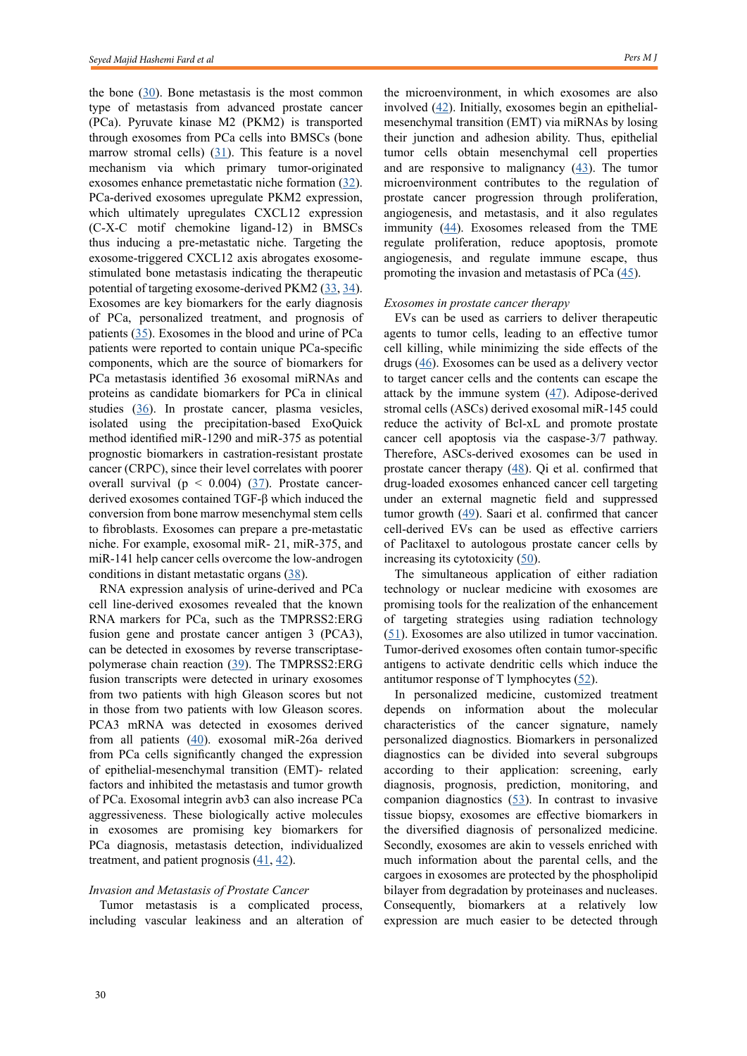the bone (30). Bone metastasis is the most common type of metastasis from advanced prostate cancer (PCa). Pyruvate kinase M2 (PKM2) is transported through exosomes from PCa cells into BMSCs (bone marrow stromal cells) (31). This feature is a novel mechanism via which primary tumor-originated exosomes enhance premetastatic niche formation (32). PCa-derived exosomes upregulate PKM2 expression, which ultimately upregulates CXCL12 expression (C-X-C motif chemokine ligand-12) in BMSCs thus inducing a pre-metastatic niche. Targeting the exosome-triggered CXCL12 axis abrogates exosome-stimulated bone metastasis indicating the therapeutic potential of targeting exosome-derived PKM2 (33, 34). Exosomes are key biomarkers for the early diagnosis of PCa, personalized treatment, and prognosis of patients (35). Exosomes in the blood and urine of PCa patients were reported to contain unique PCa-specific components, which are the source of biomarkers for PCa metastasis identified 36 exosomal miRNAs and proteins as candidate biomarkers for PCa in clinical studies (36). In prostate cancer, plasma vesicles, isolated using the precipitation-based ExoQuick method identified miR-1290 and miR-375 as potential prognostic biomarkers in castration-resistant prostate cancer (CRPC), since their level correlates with poorer overall survival ($p < 0.004$) (37). Prostate cancer-derived exosomes contained TGF-β which induced the conversion from bone marrow mesenchymal stem cells to fibroblasts. Exosomes can prepare a pre-metastatic niche. For example, exosomal miR- 21, miR-375, and miR-141 help cancer cells overcome the low-androgen conditions in distant metastatic organs (38).

RNA expression analysis of urine-derived and PCa cell line-derived exosomes revealed that the known RNA markers for PCa, such as the TMPRSS2:ERG fusion gene and prostate cancer antigen 3 (PCA3), can be detected in exosomes by reverse transcriptase-polymerase chain reaction (39). The TMPRSS2:ERG fusion transcripts were detected in urinary exosomes from two patients with high Gleason scores but not in those from two patients with low Gleason scores. PCA3 mRNA was detected in exosomes derived from all patients (40). exosomal miR-26a derived from PCa cells significantly changed the expression of epithelial-mesenchymal transition (EMT)- related factors and inhibited the metastasis and tumor growth of PCa. Exosomal integrin avb3 can also increase PCa aggressiveness. These biologically active molecules in exosomes are promising key biomarkers for PCa diagnosis, metastasis detection, individualized treatment, and patient prognosis (41, 42).

*Invasion and Metastasis of Prostate Cancer*

Tumor metastasis is a complicated process, including vascular leakiness and an alteration of the microenvironment, in which exosomes are also involved (42). Initially, exosomes begin an epithelial-mesenchymal transition (EMT) via miRNAs by losing their junction and adhesion ability. Thus, epithelial tumor cells obtain mesenchymal cell properties and are responsive to malignancy (43). The tumor microenvironment contributes to the regulation of prostate cancer progression through proliferation, angiogenesis, and metastasis, and it also regulates immunity (44). Exosomes released from the TME regulate proliferation, reduce apoptosis, promote angiogenesis, and regulate immune escape, thus promoting the invasion and metastasis of PCa (45).

*Exosomes in prostate cancer therapy*

EVs can be used as carriers to deliver therapeutic agents to tumor cells, leading to an effective tumor cell killing, while minimizing the side effects of the drugs (46). Exosomes can be used as a delivery vector to target cancer cells and the contents can escape the attack by the immune system (47). Adipose-derived stromal cells (ASCs) derived exosomal miR-145 could reduce the activity of Bcl-xL and promote prostate cancer cell apoptosis via the caspase-3/7 pathway. Therefore, ASCs-derived exosomes can be used in prostate cancer therapy (48). Qi et al. confirmed that drug-loaded exosomes enhanced cancer cell targeting under an external magnetic field and suppressed tumor growth (49). Saari et al. confirmed that cancer cell-derived EVs can be used as effective carriers of Paclitaxel to autologous prostate cancer cells by increasing its cytotoxicity (50).

The simultaneous application of either radiation technology or nuclear medicine with exosomes are promising tools for the realization of the enhancement of targeting strategies using radiation technology (51). Exosomes are also utilized in tumor vaccination. Tumor-derived exosomes often contain tumor-specific antigens to activate dendritic cells which induce the antitumor response of T lymphocytes (52).

In personalized medicine, customized treatment depends on information about the molecular characteristics of the cancer signature, namely personalized diagnostics. Biomarkers in personalized diagnostics can be divided into several subgroups according to their application: screening, early diagnosis, prognosis, prediction, monitoring, and companion diagnostics (53). In contrast to invasive tissue biopsy, exosomes are effective biomarkers in the diversified diagnosis of personalized medicine. Secondly, exosomes are akin to vessels enriched with much information about the parental cells, and the cargoes in exosomes are protected by the phospholipid bilayer from degradation by proteinases and nucleases. Consequently, biomarkers at a relatively low expression are much easier to be detected through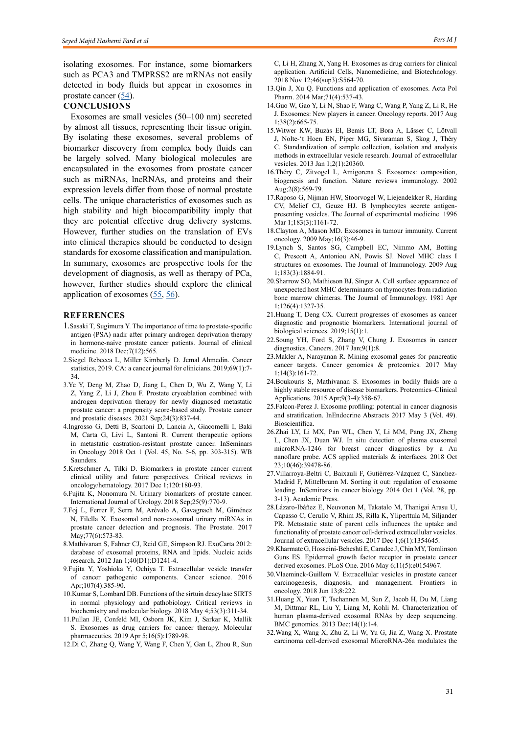isolating exosomes. For instance, some biomarkers such as PCA3 and TMPRSS2 are mRNAs not easily detected in body fluids but appear in exosomes in prostate cancer (54).

## CONCLUSIONS

Exosomes are small vesicles (50–100 nm) secreted by almost all tissues, representing their tissue origin. By isolating these exosomes, several problems of biomarker discovery from complex body fluids can be largely solved. Many biological molecules are encapsulated in the exosomes from prostate cancer such as miRNAs, lncRNAs, and proteins and their expression levels differ from those of normal prostate cells. The unique characteristics of exosomes such as high stability and high biocompatibility imply that they are potential effective drug delivery systems. However, further studies on the translation of EVs into clinical therapies should be conducted to design standards for exosome classification and manipulation. In summary, exosomes are prospective tools for the development of diagnosis, as well as therapy of PCa, however, further studies should explore the clinical application of exosomes (55, 56).

## REFERENCES

1. Sasaki T, Sugimura Y. The importance of time to prostate-specific antigen (PSA) nadir after primary androgen deprivation therapy in hormone-naïve prostate cancer patients. Journal of clinical medicine. 2018 Dec;7(12):565.
2. Siegel Rebecca L, Miller Kimberly D. Jemal Ahmedin. Cancer statistics, 2019. CA: a cancer journal for clinicians. 2019;69(1):7-34.
3. Ye Y, Deng M, Zhao D, Jiang L, Chen D, Wu Z, Wang Y, Li Z, Yang Z, Li J, Zhou F. Prostate cryoablation combined with androgen deprivation therapy for newly diagnosed metastatic prostate cancer: a propensity score-based study. Prostate cancer and prostatic diseases. 2021 Sep;24(3):837-44.
4. Ingrosso G, Detti B, Scartoni D, Lancia A, Giacomelli I, Baki M, Carta G, Livi L, Santoni R. Current therapeutic options in metastatic castration-resistant prostate cancer. InSeminars in Oncology 2018 Oct 1 (Vol. 45, No. 5-6, pp. 303-315). WB Saunders.
5. Kretschmer A, Tilki D. Biomarkers in prostate cancer–current clinical utility and future perspectives. Critical reviews in oncology/hematology. 2017 Dec 1;120:180-93.
6. Fujita K, Nonomura N. Urinary biomarkers of prostate cancer. International Journal of Urology. 2018 Sep;25(9):770-9.
7. Foj L, Ferrer F, Serra M, Arévalo A, Gavagnach M, Giménez N, Filella X. Exosomal and non-exosomal urinary miRNAs in prostate cancer detection and prognosis. The Prostate. 2017 May;77(6):573-83.
8. Mathivanan S, Fahner CJ, Reid GE, Simpson RJ. ExoCarta 2012: database of exosomal proteins, RNA and lipids. Nucleic acids research. 2012 Jan 1;40(D1):D1241-4.
9. Fujita Y, Yoshioka Y, Ochiya T. Extracellular vesicle transfer of cancer pathogenic components. Cancer science. 2016 Apr;107(4):385-90.
10. Kumar S, Lombard DB. Functions of the sirtuin deacylase SIRT5 in normal physiology and pathobiology. Critical reviews in biochemistry and molecular biology. 2018 May 4;53(3):311-34.
11. Pullan JE, Confeld MI, Osborn JK, Kim J, Sarkar K, Mallik S. Exosomes as drug carriers for cancer therapy. Molecular pharmaceutics. 2019 Apr 5;16(5):1789-98.
12. Di C, Zhang Q, Wang Y, Wang F, Chen Y, Gan L, Zhou R, Sun C, Li H, Zhang X, Yang H. Exosomes as drug carriers for clinical application. Artificial Cells, Nanomedicine, and Biotechnology. 2018 Nov 12;46(sup3):S564-70.
13. Qin J, Xu Q. Functions and application of exosomes. Acta Pol Pharm. 2014 Mar;71(4):537-43.
14. Guo W, Gao Y, Li N, Shao F, Wang C, Wang P, Yang Z, Li R, He J. Exosomes: New players in cancer. Oncology reports. 2017 Aug 1;38(2):665-75.
15. Witwer KW, Buzás EI, Bemis LT, Bora A, Lässer C, Lötvall J, Nolte-'t Hoen EN, Piper MG, Sivaraman S, Skog J, Théry C. Standardization of sample collection, isolation and analysis methods in extracellular vesicle research. Journal of extracellular vesicles. 2013 Jan 1;2(1):20360.
16. Théry C, Zitvogel L, Amigorena S. Exosomes: composition, biogenesis and function. Nature reviews immunology. 2002 Aug;2(8):569-79.
17. Raposo G, Nijman HW, Stoorvogel W, Liejendekker R, Harding CV, Melief CJ, Geuze HJ. B lymphocytes secrete antigen-presenting vesicles. The Journal of experimental medicine. 1996 Mar 1;183(3):1161-72.
18. Clayton A, Mason MD. Exosomes in tumour immunity. Current oncology. 2009 May;16(3):46-9.
19. Lynch S, Santos SG, Campbell EC, Nimmo AM, Botting C, Prescott A, Antoniou AN, Powis SJ. Novel MHC class I structures on exosomes. The Journal of Immunology. 2009 Aug 1;183(3):1884-91.
20. Sharrow SO, Mathieson BJ, Singer A. Cell surface appearance of unexpected host MHC determinants on thymocytes from radiation bone marrow chimeras. The Journal of Immunology. 1981 Apr 1;126(4):1327-35.
21. Huang T, Deng CX. Current progresses of exosomes as cancer diagnostic and prognostic biomarkers. International journal of biological sciences. 2019;15(1):1.
22. Soung YH, Ford S, Zhang V, Chung J. Exosomes in cancer diagnostics. Cancers. 2017 Jan;9(1):8.
23. Makler A, Narayanan R. Mining exosomal genes for pancreatic cancer targets. Cancer genomics & proteomics. 2017 May 1;14(3):161-72.
24. Boukouris S, Mathivanan S. Exosomes in bodily fluids are a highly stable resource of disease biomarkers. Proteomics–Clinical Applications. 2015 Apr;9(3-4):358-67.
25. Falcon-Perez J. Exosome profiling: potential in cancer diagnosis and stratification. InEndocrine Abstracts 2017 May 3 (Vol. 49). Bioscientifica.
26. Zhai LY, Li MX, Pan WL, Chen Y, Li MM, Pang JX, Zheng L, Chen JX, Duan WJ. In situ detection of plasma exosomal microRNA-1246 for breast cancer diagnostics by a Au nanoflare probe. ACS applied materials & interfaces. 2018 Oct 23;10(46):39478-86.
27. Villarroya-Beltri C, Baixauli F, Gutiérrez-Vázquez C, Sánchez-Madrid F, Mittelbrunn M. Sorting it out: regulation of exosome loading. InSeminars in cancer biology 2014 Oct 1 (Vol. 28, pp. 3-13). Academic Press.
28. Lázaro-Ibáñez E, Neuvonen M, Takatalo M, Thanigai Arasu U, Capasso C, Cerullo V, Rhim JS, Rilla K, Yliperttula M, Siljander PR. Metastatic state of parent cells influences the uptake and functionality of prostate cancer cell-derived extracellular vesicles. Journal of extracellular vesicles. 2017 Dec 1;6(1):1354645.
29. Kharmate G, Hosseini-Beheshti E, Caradec J, Chin MY, Tomlinson Guns ES. Epidermal growth factor receptor in prostate cancer derived exosomes. PLoS One. 2016 May 6;11(5):e0154967.
30. Vlaeminck-Guillem V. Extracellular vesicles in prostate cancer carcinogenesis, diagnosis, and management. Frontiers in oncology. 2018 Jun 13;8:222.
31. Huang X, Yuan T, Tschannen M, Sun Z, Jacob H, Du M, Liang M, Dittmar RL, Liu Y, Liang M, Kohli M. Characterization of human plasma-derived exosomal RNAs by deep sequencing. BMC genomics. 2013 Dec;14(1):1-4.
32. Wang X, Wang X, Zhu Z, Li W, Yu G, Jia Z, Wang X. Prostate carcinoma cell-derived exosomal MicroRNA-26a modulates the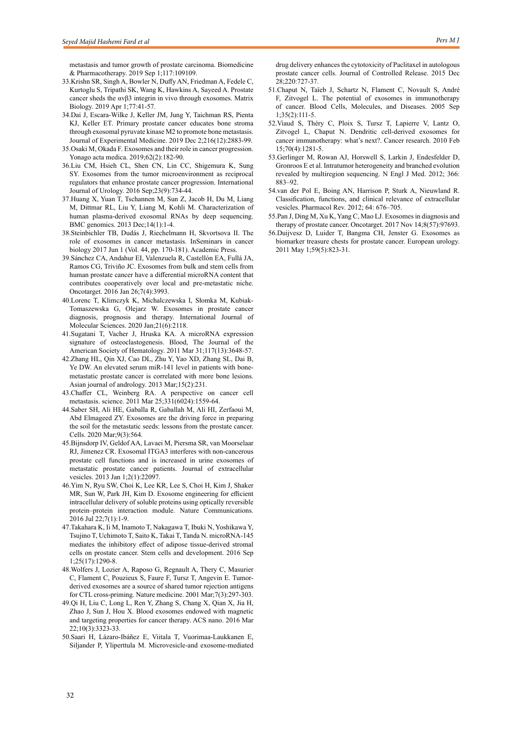metastasis and tumor growth of prostate carcinoma. Biomedicine & Pharmacotherapy. 2019 Sep 1;117:109109.

33. Krishn SR, Singh A, Bowler N, Duffy AN, Friedman A, Fedele C, Kurtoglu S, Tripathi SK, Wang K, Hawkins A, Sayeed A. Prostate cancer sheds the αvβ3 integrin in vivo through exosomes. Matrix Biology. 2019 Apr 1;77:41-57.

34. Dai J, Escara-Wilke J, Keller JM, Jung Y, Taichman RS, Pienta KJ, Keller ET. Primary prostate cancer educates bone stroma through exosomal pyruvate kinase M2 to promote bone metastasis. Journal of Experimental Medicine. 2019 Dec 2;216(12):2883-99.

35. Osaki M, Okada F. Exosomes and their role in cancer progression. Yonago acta medica. 2019;62(2):182-90.

36. Liu CM, Hsieh CL, Shen CN, Lin CC, Shigemura K, Sung SY. Exosomes from the tumor microenvironment as reciprocal regulators that enhance prostate cancer progression. International Journal of Urology. 2016 Sep;23(9):734-44.

37. Huang X, Yuan T, Tschannen M, Sun Z, Jacob H, Du M, Liang M, Dittmar RL, Liu Y, Liang M, Kohli M. Characterization of human plasma-derived exosomal RNAs by deep sequencing. BMC genomics. 2013 Dec;14(1):1-4.

38. Steinbichler TB, Dudás J, Riechelmann H, Skvortsova II. The role of exosomes in cancer metastasis. InSeminars in cancer biology 2017 Jun 1 (Vol. 44, pp. 170-181). Academic Press.

39. Sánchez CA, Andahur EI, Valenzuela R, Castellón EA, Fullá JA, Ramos CG, Triviño JC. Exosomes from bulk and stem cells from human prostate cancer have a differential microRNA content that contributes cooperatively over local and pre-metastatic niche. Oncotarget. 2016 Jan 26;7(4):3993.

40. Lorenc T, Klimczyk K, Michalczewska I, Słomka M, Kubiak-Tomaszewska G, Olejarz W. Exosomes in prostate cancer diagnosis, prognosis and therapy. International Journal of Molecular Sciences. 2020 Jan;21(6):2118.

41. Sugatani T, Vacher J, Hruska KA. A microRNA expression signature of osteoclastogenesis. Blood, The Journal of the American Society of Hematology. 2011 Mar 31;117(13):3648-57.

42. Zhang HL, Qin XJ, Cao DL, Zhu Y, Yao XD, Zhang SL, Dai B, Ye DW. An elevated serum miR-141 level in patients with bone-metastatic prostate cancer is correlated with more bone lesions. Asian journal of andrology. 2013 Mar;15(2):231.

43. Chaffer CL, Weinberg RA. A perspective on cancer cell metastasis. science. 2011 Mar 25;331(6024):1559-64.

44. Saber SH, Ali HE, Gaballa R, Gaballah M, Ali HI, Zerfaoui M, Abd Elmageed ZY. Exosomes are the driving force in preparing the soil for the metastatic seeds: lessons from the prostate cancer. Cells. 2020 Mar;9(3):564.

45. Bijnsdorp IV, Geldof AA, Lavaei M, Piersma SR, van Moorselaar RJ, Jimenez CR. Exosomal ITGA3 interferes with non-cancerous prostate cell functions and is increased in urine exosomes of metastatic prostate cancer patients. Journal of extracellular vesicles. 2013 Jan 1;2(1):22097.

46. Yim N, Ryu SW, Choi K, Lee KR, Lee S, Choi H, Kim J, Shaker MR, Sun W, Park JH, Kim D. Exosome engineering for efficient intracellular delivery of soluble proteins using optically reversible protein–protein interaction module. Nature Communications. 2016 Jul 22;7(1):1-9.

47. Takahara K, Ii M, Inamoto T, Nakagawa T, Ibuki N, Yoshikawa Y, Tsujino T, Uchimoto T, Saito K, Takai T, Tanda N. microRNA-145 mediates the inhibitory effect of adipose tissue-derived stromal cells on prostate cancer. Stem cells and development. 2016 Sep 1;25(17):1290-8.

48. Wolfers J, Lozier A, Raposo G, Regnault A, Thery C, Masurier C, Flament C, Pouzieux S, Faure F, Tursz T, Angevin E. Tumor-derived exosomes are a source of shared tumor rejection antigens for CTL cross-priming. Nature medicine. 2001 Mar;7(3):297-303.

49. Qi H, Liu C, Long L, Ren Y, Zhang S, Chang X, Qian X, Jia H, Zhao J, Sun J, Hou X. Blood exosomes endowed with magnetic and targeting properties for cancer therapy. ACS nano. 2016 Mar 22;10(3):3323-33.

50. Saari H, Lázaro-Ibáñez E, Viitala T, Vuorimaa-Laukkanen E, Siljander P, Yliperttula M. Microvesicle-and exosome-mediated drug delivery enhances the cytotoxicity of Paclitaxel in autologous prostate cancer cells. Journal of Controlled Release. 2015 Dec 28;220:727-37.

51. Chaput N, Taïeb J, Schartz N, Flament C, Novault S, André F, Zitvogel L. The potential of exosomes in immunotherapy of cancer. Blood Cells, Molecules, and Diseases. 2005 Sep 1;35(2):111-5.

52. Viaud S, Théry C, Ploix S, Tursz T, Lapierre V, Lantz O, Zitvogel L, Chaput N. Dendritic cell-derived exosomes for cancer immunotherapy: what's next?. Cancer research. 2010 Feb 15;70(4):1281-5.

53. Gerlinger M, Rowan AJ, Horswell S, Larkin J, Endesfelder D, Gronroos E et al. Intratumor heterogeneity and branched evolution revealed by multiregion sequencing. N Engl J Med. 2012; 366: 883–92.

54. van der Pol E, Boing AN, Harrison P, Sturk A, Nieuwland R. Classification, functions, and clinical relevance of extracellular vesicles. Pharmacol Rev. 2012; 64: 676–705.

55. Pan J, Ding M, Xu K, Yang C, Mao LJ. Exosomes in diagnosis and therapy of prostate cancer. Oncotarget. 2017 Nov 14;8(57):97693.

56. Duijvesz D, Luider T, Bangma CH, Jenster G. Exosomes as biomarker treasure chests for prostate cancer. European urology. 2011 May 1;59(5):823-31.